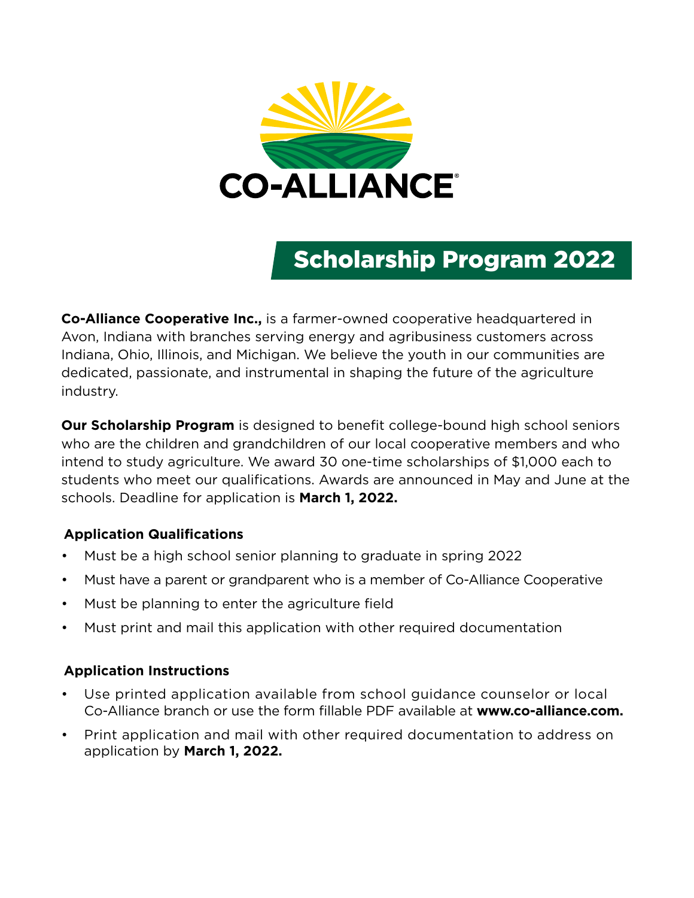CO-ALLIANCE®

# Scholarship Program 2022

**Co-Alliance Cooperative Inc.,** is a farmer-owned cooperative headquartered in Avon, Indiana with branches serving energy and agribusiness customers across Indiana, Ohio, Illinois, and Michigan. We believe the youth in our communities are dedicated, passionate, and instrumental in shaping the future of the agriculture industry.

**Our Scholarship Program** is designed to benefit college-bound high school seniors who are the children and grandchildren of our local cooperative members and who intend to study agriculture. We award 30 one-time scholarships of $1,000 each to students who meet our qualifications. Awards are announced in May and June at the schools. Deadline for application is **March 1, 2022.**

## Application Qualifications

- Must be a high school senior planning to graduate in spring 2022
- Must have a parent or grandparent who is a member of Co-Alliance Cooperative
- Must be planning to enter the agriculture field
- Must print and mail this application with other required documentation

## Application Instructions

- Use printed application available from school guidance counselor or local Co-Alliance branch or use the form fillable PDF available at **www.co-alliance.com.**
- Print application and mail with other required documentation to address on application by **March 1, 2022.**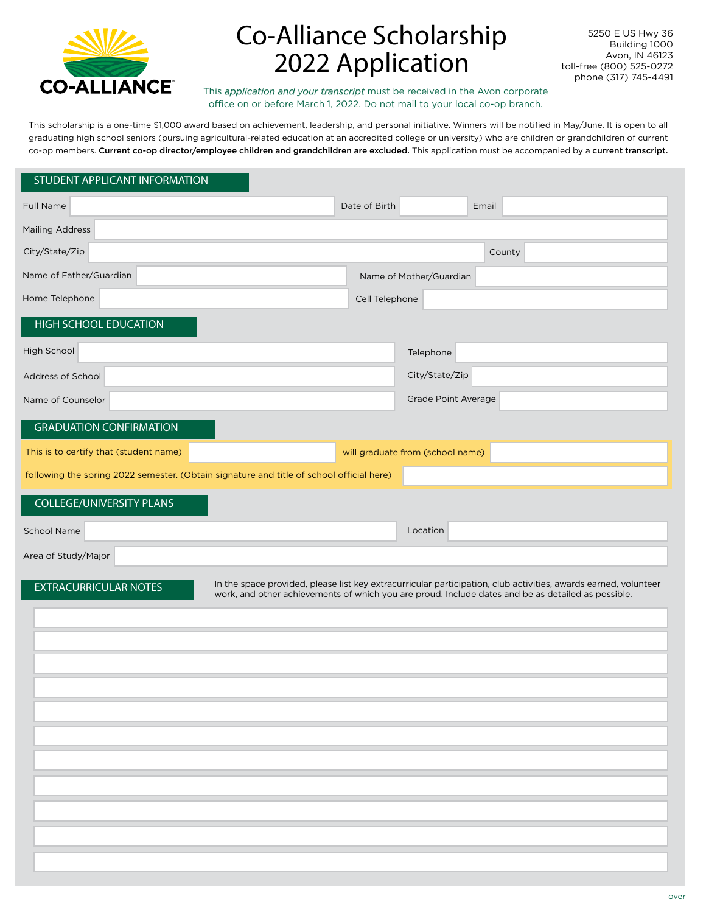# Co-Alliance Scholarship 2022 Application

CO-ALLIANCE

5250 E US Hwy 36
Building 1000
Avon, IN 46123
toll-free (800) 525-0272
phone (317) 745-4491

This *application and your transcript* must be received in the Avon corporate office on or before March 1, 2022. Do not mail to your local co-op branch.

This scholarship is a one-time $1,000 award based on achievement, leadership, and personal initiative. Winners will be notified in May/June. It is open to all graduating high school seniors (pursuing agricultural-related education at an accredited college or university) who are children or grandchildren of current co-op members. **Current co-op director/employee children and grandchildren are excluded.** This application must be accompanied by a **current transcript.**

## STUDENT APPLICANT INFORMATION

Full Name ______ Date of Birth ______ Email ______

Mailing Address ______

City/State/Zip ______ County ______

Name of Father/Guardian ______ Name of Mother/Guardian ______

Home Telephone ______ Cell Telephone ______

## HIGH SCHOOL EDUCATION

High School ______ Telephone ______

Address of School ______ City/State/Zip ______

Name of Counselor ______ Grade Point Average ______

## GRADUATION CONFIRMATION

This is to certify that (student name) ______ will graduate from (school name) ______

following the spring 2022 semester. (Obtain signature and title of school official here) ______

## COLLEGE/UNIVERSITY PLANS

School Name ______ Location ______

Area of Study/Major ______

## EXTRACURRICULAR NOTES

In the space provided, please list key extracurricular participation, club activities, awards earned, volunteer work, and other achievements of which you are proud. Include dates and be as detailed as possible.

______

______

______

______

______

______

______

______

______

______

______

over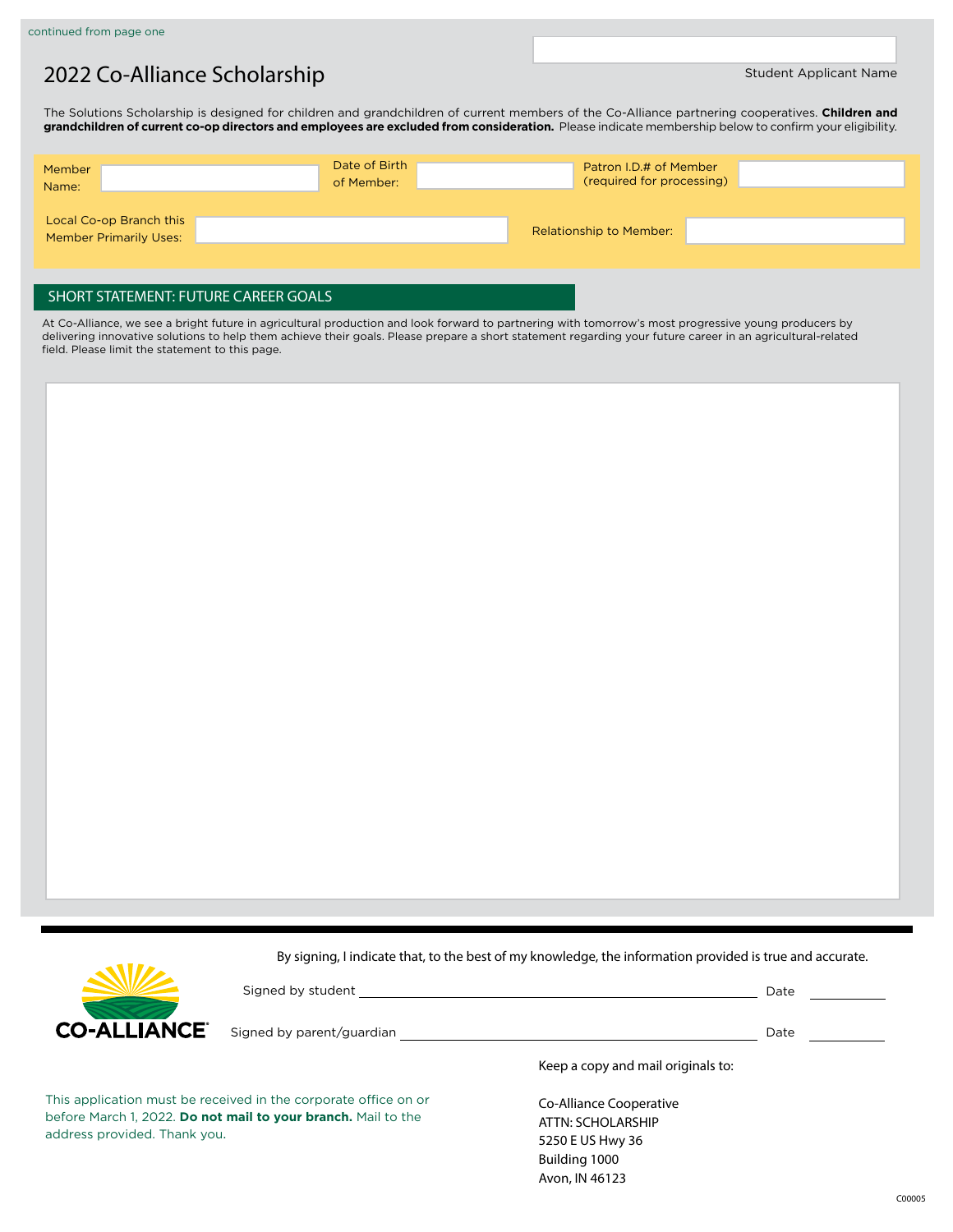continued from page one

# 2022 Co-Alliance Scholarship

Student Applicant Name

The Solutions Scholarship is designed for children and grandchildren of current members of the Co-Alliance partnering cooperatives. **Children and grandchildren of current co-op directors and employees are excluded from consideration.** Please indicate membership below to confirm your eligibility.

Member Name:

Date of Birth of Member:

Patron I.D.# of Member (required for processing)

Local Co-op Branch this Member Primarily Uses:

Relationship to Member:

## SHORT STATEMENT: FUTURE CAREER GOALS

At Co-Alliance, we see a bright future in agricultural production and look forward to partnering with tomorrow's most progressive young producers by delivering innovative solutions to help them achieve their goals. Please prepare a short statement regarding your future career in an agricultural-related field. Please limit the statement to this page.

By signing, I indicate that, to the best of my knowledge, the information provided is true and accurate.

CO-ALLIANCE

Signed by student \_\_\_\_\_\_\_\_\_\_\_\_\_\_\_\_\_\_\_\_ Date \_\_\_\_\_\_\_\_

Signed by parent/guardian \_\_\_\_\_\_\_\_\_\_\_\_\_\_\_\_\_\_\_\_ Date \_\_\_\_\_\_\_\_

Keep a copy and mail originals to:

This application must be received in the corporate office on or before March 1, 2022. **Do not mail to your branch.** Mail to the address provided. Thank you.

Co-Alliance Cooperative
ATTN: SCHOLARSHIP
5250 E US Hwy 36
Building 1000
Avon, IN 46123

C00005